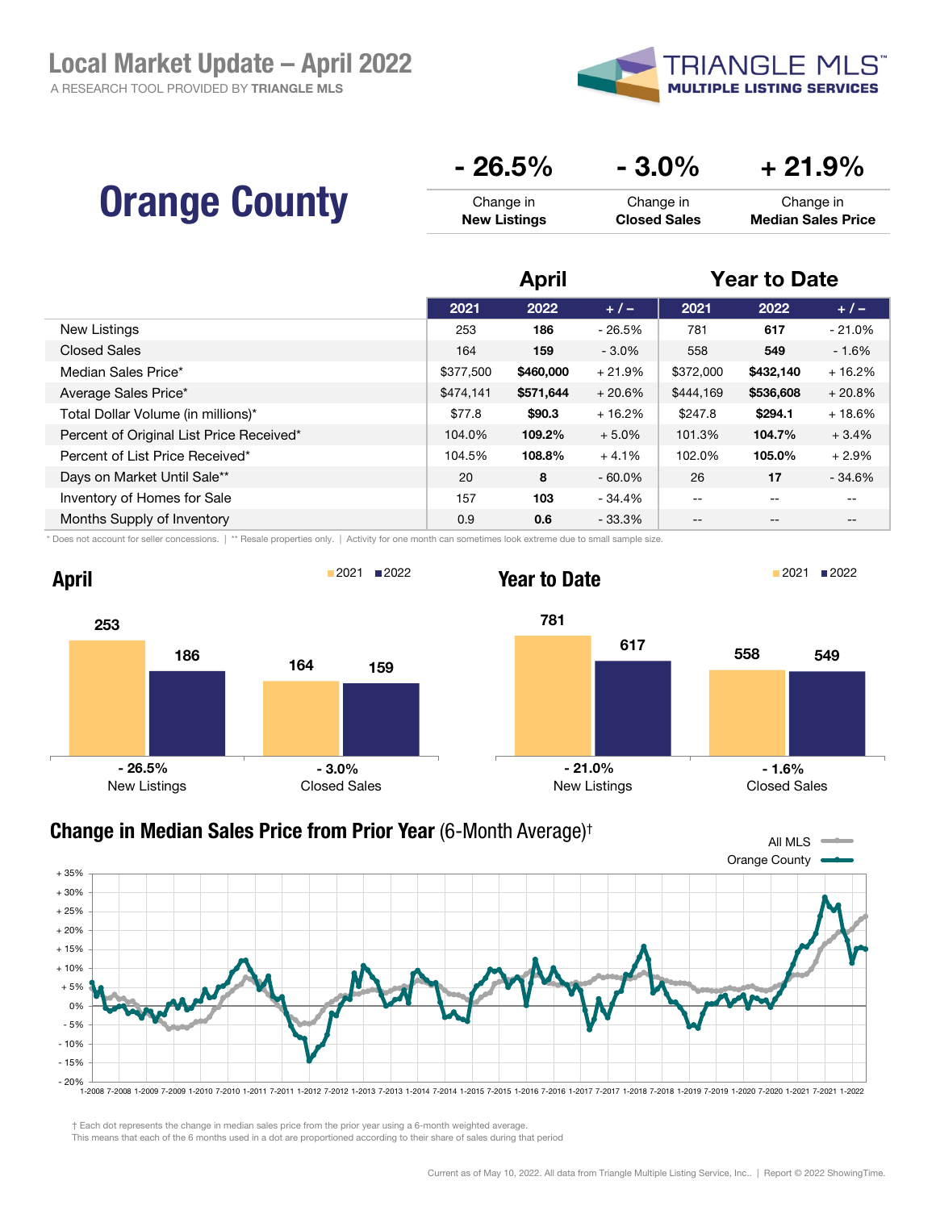# Local Market Update – April 2022

A RESEARCH TOOL PROVIDED BY TRIANGLE MLS

TRIANGLE MLS™ MULTIPLE LISTING SERVICES

## Orange County

| - 26.5% | - 3.0% | + 21.9% |
|---|---|---|
| Change in **New Listings** | Change in **Closed Sales** | Change in **Median Sales Price** |

| | April | | | Year to Date | | |
|---|---|---|---|---|---|---|
| | 2021 | 2022 | + / – | 2021 | 2022 | + / – |
| New Listings | 253 | **186** | - 26.5% | 781 | **617** | - 21.0% |
| Closed Sales | 164 | **159** | - 3.0% | 558 | **549** | - 1.6% |
| Median Sales Price* | $377,500 | **$460,000** | + 21.9% | $372,000 | **$432,140** | + 16.2% |
| Average Sales Price* | $474,141 | **$571,644** | + 20.6% | $444,169 | **$536,608** | + 20.8% |
| Total Dollar Volume (in millions)* | $77.8 | **$90.3** | + 16.2% | $247.8 | **$294.1** | + 18.6% |
| Percent of Original List Price Received* | 104.0% | **109.2%** | + 5.0% | 101.3% | **104.7%** | + 3.4% |
| Percent of List Price Received* | 104.5% | **108.8%** | + 4.1% | 102.0% | **105.0%** | + 2.9% |
| Days on Market Until Sale** | 20 | **8** | - 60.0% | 26 | **17** | - 34.6% |
| Inventory of Homes for Sale | 157 | **103** | - 34.4% | -- | -- | -- |
| Months Supply of Inventory | 0.9 | **0.6** | - 33.3% | -- | -- | -- |

* Does not account for seller concessions. | ** Resale properties only. | Activity for one month can sometimes look extreme due to small sample size.

### April

| | 2021 | 2022 | Change |
|---|---|---|---|
| New Listings | 253 | 186 | - 26.5% |
| Closed Sales | 164 | 159 | - 3.0% |

### Year to Date

| | 2021 | 2022 | Change |
|---|---|---|---|
| New Listings | 781 | 617 | - 21.0% |
| Closed Sales | 558 | 549 | - 1.6% |

### Change in Median Sales Price from Prior Year (6-Month Average)†

All MLS — Orange County

† Each dot represents the change in median sales price from the prior year using a 6-month weighted average.
This means that each of the 6 months used in a dot are proportioned according to their share of sales during that period

Current as of May 10, 2022. All data from Triangle Multiple Listing Service, Inc.. | Report © 2022 ShowingTime.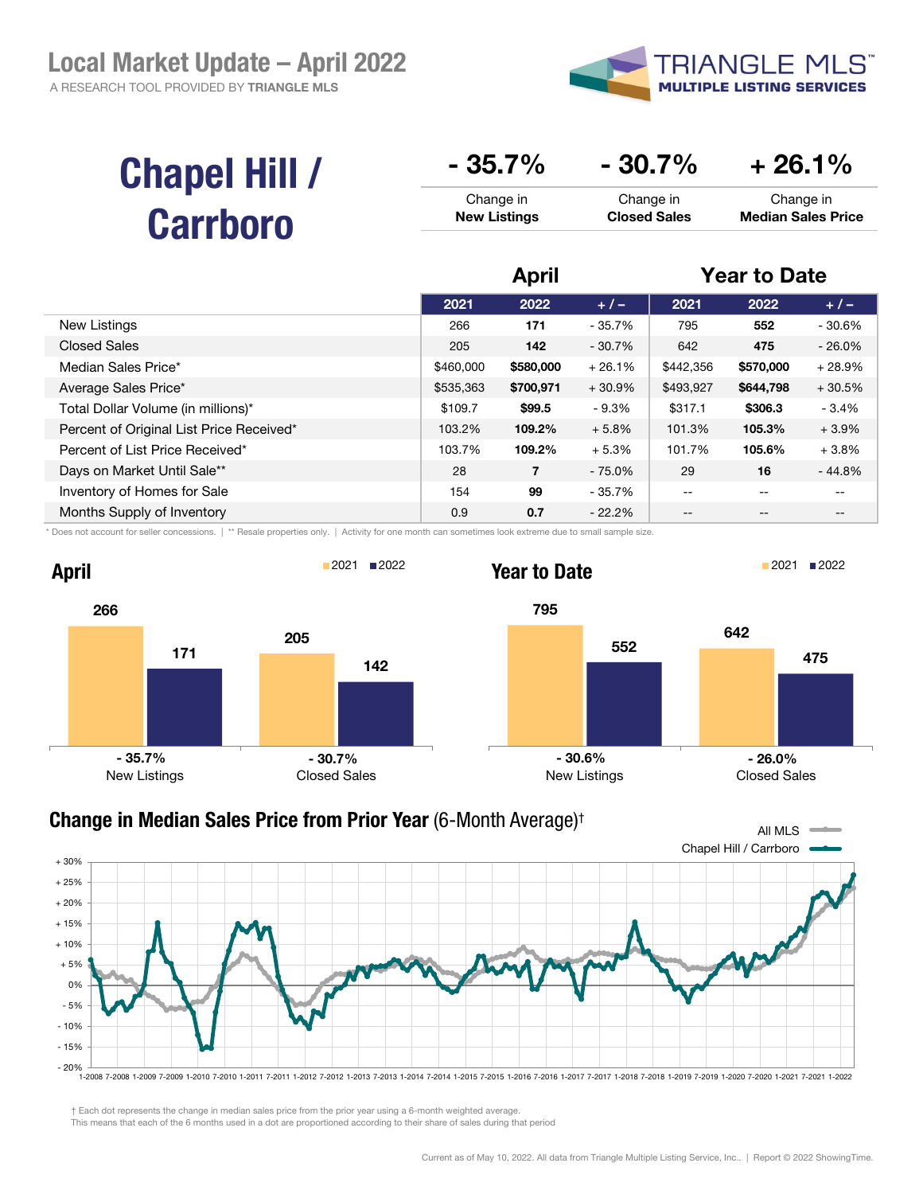# Local Market Update – April 2022

A RESEARCH TOOL PROVIDED BY **TRIANGLE MLS**

TRIANGLE MLS™
MULTIPLE LISTING SERVICES

# Chapel Hill / Carrboro

| - 35.7% | - 30.7% | + 26.1% |
|---|---|---|
| Change in **New Listings** | Change in **Closed Sales** | Change in **Median Sales Price** |

| | April | | | Year to Date | | |
|---|---|---|---|---|---|---|
| | 2021 | 2022 | + / – | 2021 | 2022 | + / – |
| New Listings | 266 | **171** | - 35.7% | 795 | **552** | - 30.6% |
| Closed Sales | 205 | **142** | - 30.7% | 642 | **475** | - 26.0% |
| Median Sales Price* | $460,000 | **$580,000** | + 26.1% | $442,356 | **$570,000** | + 28.9% |
| Average Sales Price* | $535,363 | **$700,971** | + 30.9% | $493,927 | **$644,798** | + 30.5% |
| Total Dollar Volume (in millions)* | $109.7 | **$99.5** | - 9.3% | $317.1 | **$306.3** | - 3.4% |
| Percent of Original List Price Received* | 103.2% | **109.2%** | + 5.8% | 101.3% | **105.3%** | + 3.9% |
| Percent of List Price Received* | 103.7% | **109.2%** | + 5.3% | 101.7% | **105.6%** | + 3.8% |
| Days on Market Until Sale** | 28 | **7** | - 75.0% | 29 | **16** | - 44.8% |
| Inventory of Homes for Sale | 154 | **99** | - 35.7% | -- | -- | -- |
| Months Supply of Inventory | 0.9 | **0.7** | - 22.2% | -- | -- | -- |

\* Does not account for seller concessions. | ** Resale properties only. | Activity for one month can sometimes look extreme due to small sample size.

## April

2021 2022

266 171 205 142

- 35.7% New Listings
- 30.7% Closed Sales

## Year to Date

2021 2022

795 552 642 475

- 30.6% New Listings
- 26.0% Closed Sales

## Change in Median Sales Price from Prior Year (6-Month Average)†

All MLS
Chapel Hill / Carrboro

+ 30% + 25% + 20% + 15% + 10% + 5% 0% - 5% - 10% - 15% - 20%

1-2008 7-2008 1-2009 7-2009 1-2010 7-2010 1-2011 7-2011 1-2012 7-2012 1-2013 7-2013 1-2014 7-2014 1-2015 7-2015 1-2016 7-2016 1-2017 7-2017 1-2018 7-2018 1-2019 7-2019 1-2020 7-2020 1-2021 7-2021 1-2022

† Each dot represents the change in median sales price from the prior year using a 6-month weighted average.
This means that each of the 6 months used in a dot are proportioned according to their share of sales during that period

Current as of May 10, 2022. All data from Triangle Multiple Listing Service, Inc.. | Report © 2022 ShowingTime.